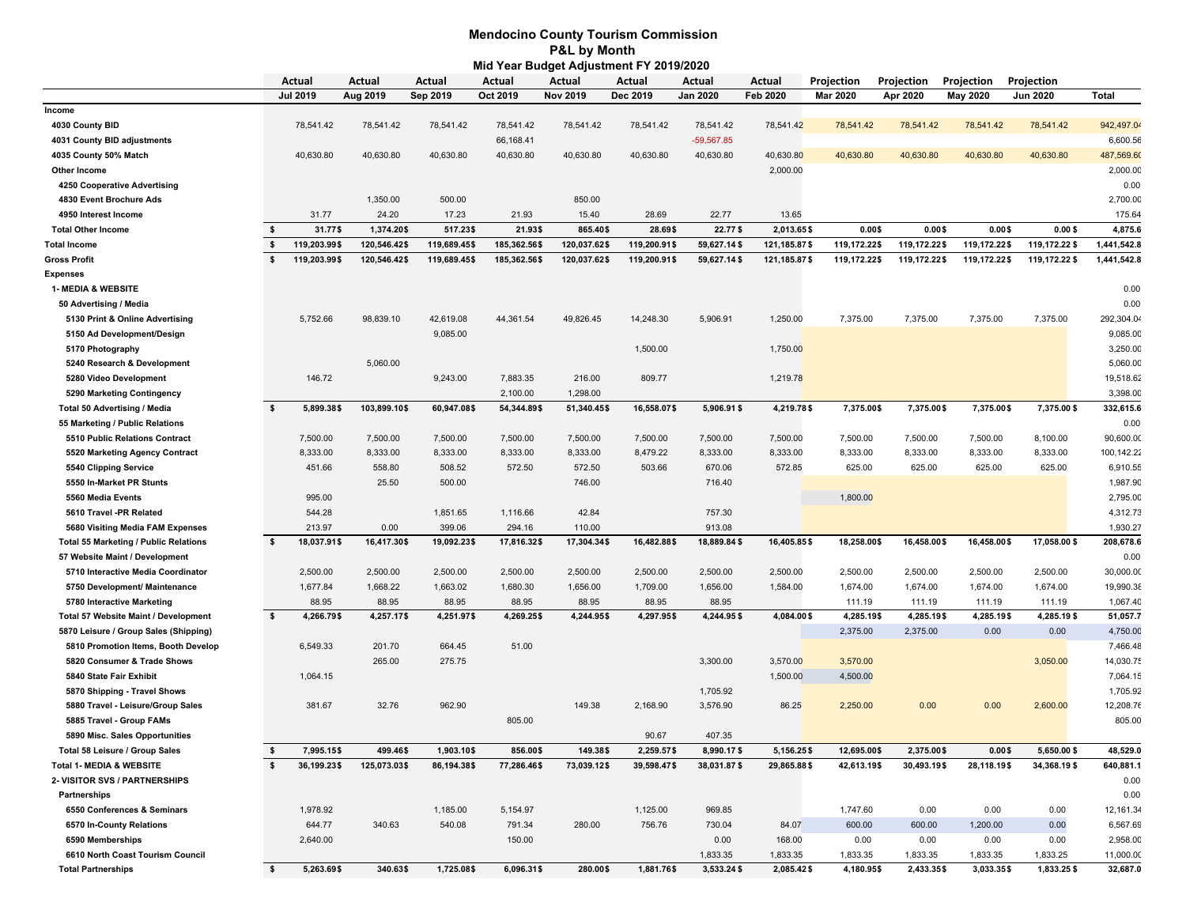# Mendocino County Tourism Commission

## P&L by Month

### Mid Year Budget Adjustment FY 2019/2020

| | Actual | Actual | Actual | Actual | Actual | Actual | Actual | Actual | Projection | Projection | Projection | Projection | |
|---|---|---|---|---|---|---|---|---|---|---|---|---|---|
| | Jul 2019 | Aug 2019 | Sep 2019 | Oct 2019 | Nov 2019 | Dec 2019 | Jan 2020 | Feb 2020 | Mar 2020 | Apr 2020 | May 2020 | Jun 2020 | Total |
| **Income** | | | | | | | | | | | | | |
| **4030 County BID** | 78,541.42 | 78,541.42 | 78,541.42 | 78,541.42 | 78,541.42 | 78,541.42 | 78,541.42 | 78,541.42 | 78,541.42 | 78,541.42 | 78,541.42 | 78,541.42 | 942,497.04 |
| **4031 County BID adjustments** | | | | 66,168.41 | | | -59,567.85 | | | | | | 6,600.56 |
| **4035 County 50% Match** | 40,630.80 | 40,630.80 | 40,630.80 | 40,630.80 | 40,630.80 | 40,630.80 | 40,630.80 | 40,630.80 | 40,630.80 | 40,630.80 | 40,630.80 | 40,630.80 | 487,569.60 |
| **Other Income** | | | | | | | | 2,000.00 | | | | | 2,000.00 |
| **4250 Cooperative Advertising** | | | | | | | | | | | | | 0.00 |
| **4830 Event Brochure Ads** | | 1,350.00 | 500.00 | | 850.00 | | | | | | | | 2,700.00 |
| **4950 Interest Income** | 31.77 | 24.20 | 17.23 | 21.93 | 15.40 | 28.69 | 22.77 | 13.65 | | | | | 175.64 |
| **Total Other Income** | $ 31.77 | $ 1,374.20 | $ 517.23 | $ 21.93 | $ 865.40 | $ 28.69 | $ 22.77 | $ 2,013.65 | $ 0.00 | $ 0.00 | $ 0.00 | $ 0.00 | $ 4,875.6 |
| **Total Income** | $ 119,203.99 | $ 120,546.42 | $ 119,689.45 | $ 185,362.56 | $ 120,037.62 | $ 119,200.91 | $ 59,627.14 | $ 121,185.87 | $ 119,172.22 | $ 119,172.22 | $ 119,172.22 | $ 119,172.22 | $ 1,441,542.8 |
| **Gross Profit** | $ 119,203.99 | $ 120,546.42 | $ 119,689.45 | $ 185,362.56 | $ 120,037.62 | $ 119,200.91 | $ 59,627.14 | $ 121,185.87 | $ 119,172.22 | $ 119,172.22 | $ 119,172.22 | $ 119,172.22 | $ 1,441,542.8 |
| **Expenses** | | | | | | | | | | | | | |
| **1- MEDIA & WEBSITE** | | | | | | | | | | | | | 0.00 |
| **50 Advertising / Media** | | | | | | | | | | | | | 0.00 |
| **5130 Print & Online Advertising** | 5,752.66 | 98,839.10 | 42,619.08 | 44,361.54 | 49,826.45 | 14,248.30 | 5,906.91 | 1,250.00 | 7,375.00 | 7,375.00 | 7,375.00 | 7,375.00 | 292,304.04 |
| **5150 Ad Development/Design** | | | 9,085.00 | | | | | | | | | | 9,085.00 |
| **5170 Photography** | | | | | | 1,500.00 | | 1,750.00 | | | | | 3,250.00 |
| **5240 Research & Development** | | 5,060.00 | | | | | | | | | | | 5,060.00 |
| **5280 Video Development** | 146.72 | | 9,243.00 | 7,883.35 | 216.00 | 809.77 | | 1,219.78 | | | | | 19,518.62 |
| **5290 Marketing Contingency** | | | | 2,100.00 | 1,298.00 | | | | | | | | 3,398.00 |
| **Total 50 Advertising / Media** | $ 5,899.38 | $ 103,899.10 | $ 60,947.08 | $ 54,344.89 | $ 51,340.45 | $ 16,558.07 | $ 5,906.91 | $ 4,219.78 | $ 7,375.00 | $ 7,375.00 | $ 7,375.00 | $ 7,375.00 | $ 332,615.6 |
| **55 Marketing / Public Relations** | | | | | | | | | | | | | 0.00 |
| **5510 Public Relations Contract** | 7,500.00 | 7,500.00 | 7,500.00 | 7,500.00 | 7,500.00 | 7,500.00 | 7,500.00 | 7,500.00 | 7,500.00 | 7,500.00 | 7,500.00 | 8,100.00 | 90,600.00 |
| **5520 Marketing Agency Contract** | 8,333.00 | 8,333.00 | 8,333.00 | 8,333.00 | 8,333.00 | 8,479.22 | 8,333.00 | 8,333.00 | 8,333.00 | 8,333.00 | 8,333.00 | 8,333.00 | 100,142.22 |
| **5540 Clipping Service** | 451.66 | 558.80 | 508.52 | 572.50 | 572.50 | 503.66 | 670.06 | 572.85 | 625.00 | 625.00 | 625.00 | 625.00 | 6,910.55 |
| **5550 In-Market PR Stunts** | | 25.50 | 500.00 | | 746.00 | | 716.40 | | | | | | 1,987.90 |
| **5560 Media Events** | 995.00 | | | | | | | | 1,800.00 | | | | 2,795.00 |
| **5610 Travel -PR Related** | 544.28 | | 1,851.65 | 1,116.66 | 42.84 | | 757.30 | | | | | | 4,312.73 |
| **5680 Visiting Media FAM Expenses** | 213.97 | 0.00 | 399.06 | 294.16 | 110.00 | | 913.08 | | | | | | 1,930.27 |
| **Total 55 Marketing / Public Relations** | $ 18,037.91 | $ 16,417.30 | $ 19,092.23 | $ 17,816.32 | $ 17,304.34 | $ 16,482.88 | $ 18,889.84 | $ 16,405.85 | $ 18,258.00 | $ 16,458.00 | $ 16,458.00 | $ 17,058.00 | $ 208,678.6 |
| **57 Website Maint / Development** | | | | | | | | | | | | | 0.00 |
| **5710 Interactive Media Coordinator** | 2,500.00 | 2,500.00 | 2,500.00 | 2,500.00 | 2,500.00 | 2,500.00 | 2,500.00 | 2,500.00 | 2,500.00 | 2,500.00 | 2,500.00 | 2,500.00 | 30,000.00 |
| **5750 Development/ Maintenance** | 1,677.84 | 1,668.22 | 1,663.02 | 1,680.30 | 1,656.00 | 1,709.00 | 1,656.00 | 1,584.00 | 1,674.00 | 1,674.00 | 1,674.00 | 1,674.00 | 19,990.38 |
| **5780 Interactive Marketing** | 88.95 | 88.95 | 88.95 | 88.95 | 88.95 | 88.95 | 88.95 | | 111.19 | 111.19 | 111.19 | 111.19 | 1,067.40 |
| **Total 57 Website Maint / Development** | $ 4,266.79 | $ 4,257.17 | $ 4,251.97 | $ 4,269.25 | $ 4,244.95 | $ 4,297.95 | $ 4,244.95 | $ 4,084.00 | $ 4,285.19 | $ 4,285.19 | $ 4,285.19 | $ 4,285.19 | $ 51,057.7 |
| **5870 Leisure / Group Sales (Shipping)** | | | | | | | | | 2,375.00 | 2,375.00 | 0.00 | 0.00 | 4,750.00 |
| **5810 Promotion Items, Booth Develop** | 6,549.33 | 201.70 | 664.45 | 51.00 | | | | | | | | | 7,466.48 |
| **5820 Consumer & Trade Shows** | | 265.00 | 275.75 | | | | 3,300.00 | 3,570.00 | 3,570.00 | | | 3,050.00 | 14,030.75 |
| **5840 State Fair Exhibit** | 1,064.15 | | | | | | | 1,500.00 | 4,500.00 | | | | 7,064.15 |
| **5870 Shipping - Travel Shows** | | | | | | | 1,705.92 | | | | | | 1,705.92 |
| **5880 Travel - Leisure/Group Sales** | 381.67 | 32.76 | 962.90 | | 149.38 | 2,168.90 | 3,576.90 | 86.25 | 2,250.00 | 0.00 | 0.00 | 2,600.00 | 12,208.76 |
| **5885 Travel - Group FAMs** | | | | 805.00 | | | | | | | | | 805.00 |
| **5890 Misc. Sales Opportunities** | | | | | | 90.67 | 407.35 | | | | | | |
| **Total 58 Leisure / Group Sales** | $ 7,995.15 | $ 499.46 | $ 1,903.10 | $ 856.00 | $ 149.38 | $ 2,259.57 | $ 8,990.17 | $ 5,156.25 | $ 12,695.00 | $ 2,375.00 | $ 0.00 | $ 5,650.00 | $ 48,529.0 |
| **Total 1- MEDIA & WEBSITE** | $ 36,199.23 | $ 125,073.03 | $ 86,194.38 | $ 77,286.46 | $ 73,039.12 | $ 39,598.47 | $ 38,031.87 | $ 29,865.88 | $ 42,613.19 | $ 30,493.19 | $ 28,118.19 | $ 34,368.19 | $ 640,881.1 |
| **2- VISITOR SVS / PARTNERSHIPS** | | | | | | | | | | | | | 0.00 |
| **Partnerships** | | | | | | | | | | | | | 0.00 |
| **6550 Conferences & Seminars** | 1,978.92 | | 1,185.00 | 5,154.97 | | 1,125.00 | 969.85 | | 1,747.60 | 0.00 | 0.00 | 0.00 | 12,161.34 |
| **6570 In-County Relations** | 644.77 | 340.63 | 540.08 | 791.34 | 280.00 | 756.76 | 730.04 | 84.07 | 600.00 | 600.00 | 1,200.00 | 0.00 | 6,567.69 |
| **6590 Memberships** | 2,640.00 | | | 150.00 | | | 0.00 | 168.00 | 0.00 | 0.00 | 0.00 | 0.00 | 2,958.00 |
| **6610 North Coast Tourism Council** | | | | | | | 1,833.35 | 1,833.35 | 1,833.35 | 1,833.35 | 1,833.35 | 1,833.25 | 11,000.00 |
| **Total Partnerships** | $ 5,263.69 | $ 340.63 | $ 1,725.08 | $ 6,096.31 | $ 280.00 | $ 1,881.76 | $ 3,533.24 | $ 2,085.42 | $ 4,180.95 | $ 2,433.35 | $ 3,033.35 | $ 1,833.25 | $ 32,687.0 |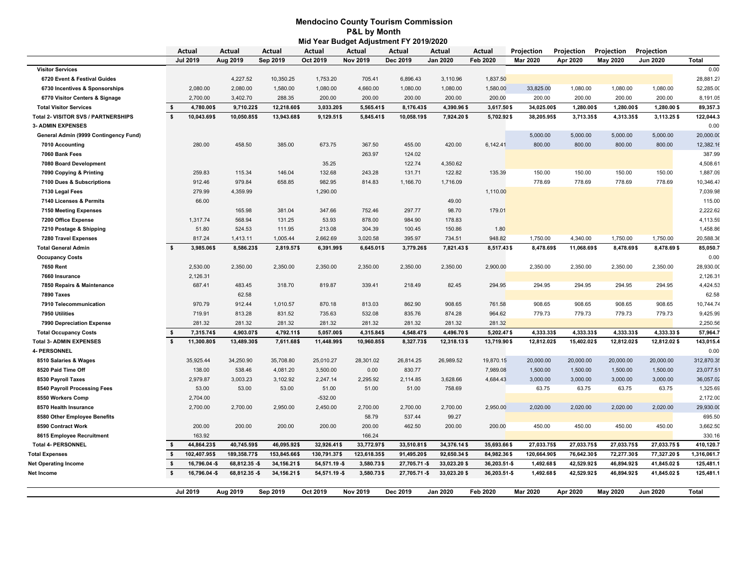# Mendocino County Tourism Commission

## P&L by Month

### Mid Year Budget Adjustment FY 2019/2020

| | Actual | Actual | Actual | Actual | Actual | Actual | Actual | Actual | Projection | Projection | Projection | Projection | |
|---|---|---|---|---|---|---|---|---|---|---|---|---|---|
| | Jul 2019 | Aug 2019 | Sep 2019 | Oct 2019 | Nov 2019 | Dec 2019 | Jan 2020 | Feb 2020 | Mar 2020 | Apr 2020 | May 2020 | Jun 2020 | Total |
| **Visitor Services** | | | | | | | | | | | | | 0.00 |
| **6720 Event & Festival Guides** | | 4,227.52 | 10,350.25 | 1,753.20 | 705.41 | 6,896.43 | 3,110.96 | 1,837.50 | | | | | 28,881.27 |
| **6730 Incentives & Sponsorships** | 2,080.00 | 2,080.00 | 1,580.00 | 1,080.00 | 4,660.00 | 1,080.00 | 1,080.00 | 1,580.00 | 33,825.00 | 1,080.00 | 1,080.00 | 1,080.00 | 52,285.00 |
| **6770 Visitor Centers & Signage** | 2,700.00 | 3,402.70 | 288.35 | 200.00 | 200.00 | 200.00 | 200.00 | 200.00 | 200.00 | 200.00 | 200.00 | 200.00 | 8,191.05 |
| **Total Visitor Services** | $ 4,780.00 | $ 9,710.22 | $ 12,218.60 | $ 3,033.20 | $ 5,565.41 | $ 8,176.43 | $ 4,390.96 | $ 3,617.50 | $ 34,025.00 | $ 1,280.00 | $ 1,280.00 | $ 1,280.00 | $ 89,357.3 |
| **Total 2- VISITOR SVS / PARTNERSHIPS** | $ 10,043.69 | $ 10,050.85 | $ 13,943.68 | $ 9,129.51 | $ 5,845.41 | $ 10,058.19 | $ 7,924.20 | $ 5,702.92 | $ 38,205.95 | $ 3,713.35 | $ 4,313.35 | $ 3,113.25 | $ 122,044.3 |
| **3- ADMIN EXPENSES** | | | | | | | | | | | | | 0.00 |
| **General Admin (9999 Contingency Fund)** | | | | | | | | | 5,000.00 | 5,000.00 | 5,000.00 | 5,000.00 | 20,000.00 |
| **7010 Accounting** | 280.00 | 458.50 | 385.00 | 673.75 | 367.50 | 455.00 | 420.00 | 6,142.41 | 800.00 | 800.00 | 800.00 | 800.00 | 12,382.16 |
| **7060 Bank Fees** | | | | | 263.97 | 124.02 | | | | | | | 387.99 |
| **7080 Board Development** | | | | 35.25 | | 122.74 | 4,350.62 | | | | | | 4,508.61 |
| **7090 Copying & Printing** | 259.83 | 115.34 | 146.04 | 132.68 | 243.28 | 131.71 | 122.82 | 135.39 | 150.00 | 150.00 | 150.00 | 150.00 | 1,887.09 |
| **7100 Dues & Subscriptions** | 912.46 | 979.84 | 658.85 | 982.95 | 814.83 | 1,166.70 | 1,716.09 | | 778.69 | 778.69 | 778.69 | 778.69 | 10,346.47 |
| **7130 Legal Fees** | 279.99 | 4,359.99 | | 1,290.00 | | | | 1,110.00 | | | | | 7,039.98 |
| **7140 Licenses & Permits** | 66.00 | | | | | | 49.00 | | | | | | 115.00 |
| **7150 Meeting Expenses** | | 165.98 | 381.04 | 347.66 | 752.46 | 297.77 | 98.70 | 179.01 | | | | | 2,222.62 |
| **7200 Office Expense** | 1,317.74 | 568.94 | 131.25 | 53.93 | 878.00 | 984.90 | 178.83 | | | | | | 4,113.59 |
| **7210 Postage & Shipping** | 51.80 | 524.53 | 111.95 | 213.08 | 304.39 | 100.45 | 150.86 | 1.80 | | | | | 1,458.86 |
| **7280 Travel Expenses** | 817.24 | 1,413.11 | 1,005.44 | 2,662.69 | 3,020.58 | 395.97 | 734.51 | 948.82 | 1,750.00 | 4,340.00 | 1,750.00 | 1,750.00 | 20,588.36 |
| **Total General Admin** | $ 3,985.06 | $ 8,586.23 | $ 2,819.57 | $ 6,391.99 | $ 6,645.01 | $ 3,779.26 | $ 7,821.43 | $ 8,517.43 | $ 8,478.69 | $ 11,068.69 | $ 8,478.69 | $ 8,478.69 | $ 85,050.7 |
| **Occupancy Costs** | | | | | | | | | | | | | 0.00 |
| **7650 Rent** | 2,530.00 | 2,350.00 | 2,350.00 | 2,350.00 | 2,350.00 | 2,350.00 | 2,350.00 | 2,900.00 | 2,350.00 | 2,350.00 | 2,350.00 | 2,350.00 | 28,930.00 |
| **7660 Insurance** | 2,126.31 | | | | | | | | | | | | 2,126.31 |
| **7850 Repairs & Maintenance** | 687.41 | 483.45 | 318.70 | 819.87 | 339.41 | 218.49 | 82.45 | 294.95 | 294.95 | 294.95 | 294.95 | 294.95 | 4,424.53 |
| **7890 Taxes** | | 62.58 | | | | | | | | | | | 62.58 |
| **7910 Telecommunication** | 970.79 | 912.44 | 1,010.57 | 870.18 | 813.03 | 862.90 | 908.65 | 761.58 | 908.65 | 908.65 | 908.65 | 908.65 | 10,744.74 |
| **7950 Utilities** | 719.91 | 813.28 | 831.52 | 735.63 | 532.08 | 835.76 | 874.28 | 964.62 | 779.73 | 779.73 | 779.73 | 779.73 | 9,425.99 |
| **7990 Depreciation Expense** | 281.32 | 281.32 | 281.32 | 281.32 | 281.32 | 281.32 | 281.32 | 281.32 | | | | | 2,250.56 |
| **Total Occupancy Costs** | $ 7,315.74 | $ 4,903.07 | $ 4,792.11 | $ 5,057.00 | $ 4,315.84 | $ 4,548.47 | $ 4,496.70 | $ 5,202.47 | $ 4,333.33 | $ 4,333.33 | $ 4,333.33 | $ 4,333.33 | $ 57,964.7 |
| **Total 3- ADMIN EXPENSES** | $ 11,300.80 | $ 13,489.30 | $ 7,611.68 | $ 11,448.99 | $ 10,960.85 | $ 8,327.73 | $ 12,318.13 | $ 13,719.90 | $ 12,812.02 | $ 15,402.02 | $ 12,812.02 | $ 12,812.02 | $ 143,015.4 |
| **4- PERSONNEL** | | | | | | | | | | | | | 0.00 |
| **8510 Salaries & Wages** | 35,925.44 | 34,250.90 | 35,708.80 | 25,010.27 | 28,301.02 | 26,814.25 | 26,989.52 | 19,870.15 | 20,000.00 | 20,000.00 | 20,000.00 | 20,000.00 | 312,870.35 |
| **8520 Paid Time Off** | 138.00 | 538.46 | 4,081.20 | 3,500.00 | 0.00 | 830.77 | | 7,989.08 | 1,500.00 | 1,500.00 | 1,500.00 | 1,500.00 | 23,077.51 |
| **8530 Payroll Taxes** | 2,979.87 | 3,003.23 | 3,102.92 | 2,247.14 | 2,295.92 | 2,114.85 | 3,628.66 | 4,684.43 | 3,000.00 | 3,000.00 | 3,000.00 | 3,000.00 | 36,057.02 |
| **8540 Payroll Processing Fees** | 53.00 | 53.00 | 53.00 | 51.00 | 51.00 | 51.00 | 758.69 | | 63.75 | 63.75 | 63.75 | 63.75 | 1,325.69 |
| **8550 Workers Comp** | 2,704.00 | | | -532.00 | | | | | | | | | 2,172.00 |
| **8570 Health Insurance** | 2,700.00 | 2,700.00 | 2,950.00 | 2,450.00 | 2,700.00 | 2,700.00 | 2,700.00 | 2,950.00 | 2,020.00 | 2,020.00 | 2,020.00 | 2,020.00 | 29,930.00 |
| **8580 Other Employee Benefits** | | | | | 58.79 | 537.44 | 99.27 | | | | | | 695.50 |
| **8590 Contract Work** | 200.00 | 200.00 | 200.00 | 200.00 | 200.00 | 462.50 | 200.00 | 200.00 | 450.00 | 450.00 | 450.00 | 450.00 | 3,662.50 |
| **8615 Employee Recruitment** | 163.92 | | | | 166.24 | | | | | | | | 330.16 |
| **Total 4- PERSONNEL** | $ 44,864.23 | $ 40,745.59 | $ 46,095.92 | $ 32,926.41 | $ 33,772.97 | $ 33,510.81 | $ 34,376.14 | $ 35,693.66 | $ 27,033.75 | $ 27,033.75 | $ 27,033.75 | $ 27,033.75 | $ 410,120.7 |
| **Total Expenses** | $ 102,407.95 | $ 189,358.77 | $ 153,845.66 | $ 130,791.37 | $ 123,618.35 | $ 91,495.20 | $ 92,650.34 | $ 84,982.36 | $ 120,664.90 | $ 76,642.30 | $ 72,277.30 | $ 77,327.20 | $ 1,316,061.7 |
| **Net Operating Income** | $ 16,796.04 | -$ 68,812.35 | -$ 34,156.21 | $ 54,571.19 | -$ 3,580.73 | $ 27,705.71 | -$ 33,023.20 | $ 36,203.51 | -$ 1,492.68 | $ 42,529.92 | $ 46,894.92 | $ 41,845.02 | $ 125,481.1 |
| **Net Income** | $ 16,796.04 | -$ 68,812.35 | -$ 34,156.21 | $ 54,571.19 | -$ 3,580.73 | $ 27,705.71 | -$ 33,023.20 | $ 36,203.51 | -$ 1,492.68 | $ 42,529.92 | $ 46,894.92 | $ 41,845.02 | $ 125,481.1 |
| | Jul 2019 | Aug 2019 | Sep 2019 | Oct 2019 | Nov 2019 | Dec 2019 | Jan 2020 | Feb 2020 | Mar 2020 | Apr 2020 | May 2020 | Jun 2020 | Total |